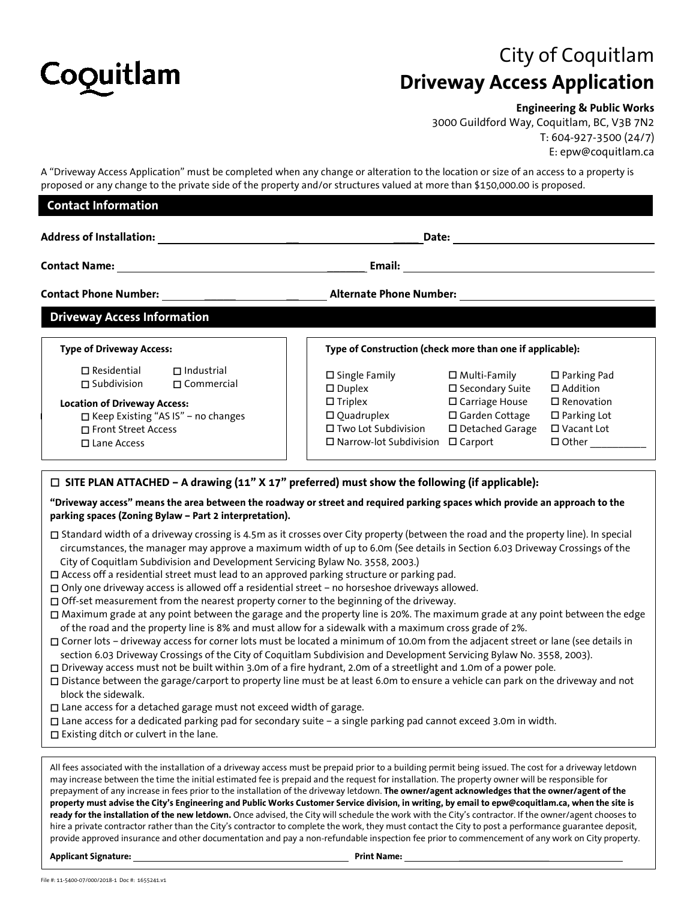Coquitlam

# City of Coquitlam
# Driveway Access Application

**Engineering & Public Works**
3000 Guildford Way, Coquitlam, BC, V3B 7N2
T: 604-927-3500 (24/7)
E: epw@coquitlam.ca

A "Driveway Access Application" must be completed when any change or alteration to the location or size of an access to a property is proposed or any change to the private side of the property and/or structures valued at more than $150,000.00 is proposed.

## Contact Information

**Address of Installation:** ______________________ **Date:** ______________________

**Contact Name:** ______________________ **Email:** ______________________

**Contact Phone Number:** ______________________ **Alternate Phone Number:** ______________________

## Driveway Access Information

**Type of Driveway Access:**

- ☐ Residential
- ☐ Industrial
- ☐ Subdivision
- ☐ Commercial

**Location of Driveway Access:**

- ☐ Keep Existing "AS IS" – no changes
- ☐ Front Street Access
- ☐ Lane Access

**Type of Construction (check more than one if applicable):**

| | | |
|---|---|---|
| ☐ Single Family | ☐ Multi-Family | ☐ Parking Pad |
| ☐ Duplex | ☐ Secondary Suite | ☐ Addition |
| ☐ Triplex | ☐ Carriage House | ☐ Renovation |
| ☐ Quadruplex | ☐ Garden Cottage | ☐ Parking Lot |
| ☐ Two Lot Subdivision | ☐ Detached Garage | ☐ Vacant Lot |
| ☐ Narrow-lot Subdivision | ☐ Carport | ☐ Other __________ |

**☐ SITE PLAN ATTACHED – A drawing (11" X 17" preferred) must show the following (if applicable):**

**"Driveway access" means the area between the roadway or street and required parking spaces which provide an approach to the parking spaces (Zoning Bylaw – Part 2 interpretation).**

- ☐ Standard width of a driveway crossing is 4.5m as it crosses over City property (between the road and the property line). In special circumstances, the manager may approve a maximum width of up to 6.0m (See details in Section 6.03 Driveway Crossings of the City of Coquitlam Subdivision and Development Servicing Bylaw No. 3558, 2003.)
- ☐ Access off a residential street must lead to an approved parking structure or parking pad.
- ☐ Only one driveway access is allowed off a residential street – no horseshoe driveways allowed.
- ☐ Off-set measurement from the nearest property corner to the beginning of the driveway.
- ☐ Maximum grade at any point between the garage and the property line is 20%. The maximum grade at any point between the edge of the road and the property line is 8% and must allow for a sidewalk with a maximum cross grade of 2%.
- ☐ Corner lots – driveway access for corner lots must be located a minimum of 10.0m from the adjacent street or lane (see details in section 6.03 Driveway Crossings of the City of Coquitlam Subdivision and Development Servicing Bylaw No. 3558, 2003).
- ☐ Driveway access must not be built within 3.0m of a fire hydrant, 2.0m of a streetlight and 1.0m of a power pole.
- ☐ Distance between the garage/carport to property line must be at least 6.0m to ensure a vehicle can park on the driveway and not block the sidewalk.
- ☐ Lane access for a detached garage must not exceed width of garage.
- ☐ Lane access for a dedicated parking pad for secondary suite – a single parking pad cannot exceed 3.0m in width.
- ☐ Existing ditch or culvert in the lane.

All fees associated with the installation of a driveway access must be prepaid prior to a building permit being issued. The cost for a driveway letdown may increase between the time the initial estimated fee is prepaid and the request for installation. The property owner will be responsible for prepayment of any increase in fees prior to the installation of the driveway letdown. **The owner/agent acknowledges that the owner/agent of the property must advise the City's Engineering and Public Works Customer Service division, in writing, by email to epw@coquitlam.ca, when the site is ready for the installation of the new letdown.** Once advised, the City will schedule the work with the City's contractor. If the owner/agent chooses to hire a private contractor rather than the City's contractor to complete the work, they must contact the City to post a performance guarantee deposit, provide approved insurance and other documentation and pay a non-refundable inspection fee prior to commencement of any work on City property.

**Applicant Signature:** ______________________ **Print Name:** ______________________

File #: 11-5400-07/000/2018-1 Doc #: 1655241.v1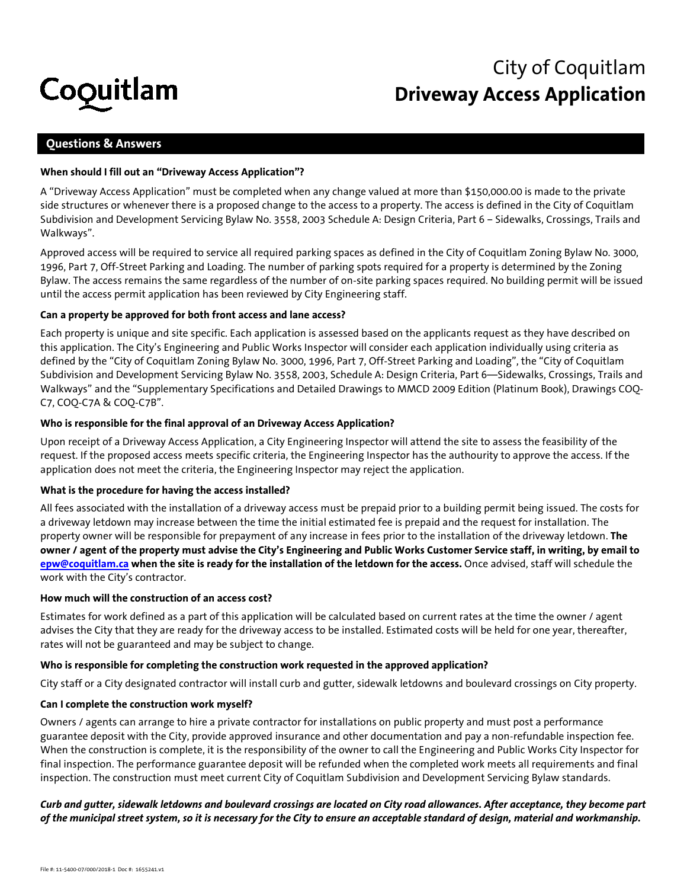Coquitlam

# City of Coquitlam
# **Driveway Access Application**

## Questions & Answers

**When should I fill out an "Driveway Access Application"?**

A "Driveway Access Application" must be completed when any change valued at more than $150,000.00 is made to the private side structures or whenever there is a proposed change to the access to a property. The access is defined in the City of Coquitlam Subdivision and Development Servicing Bylaw No. 3558, 2003 Schedule A: Design Criteria, Part 6 – Sidewalks, Crossings, Trails and Walkways".

Approved access will be required to service all required parking spaces as defined in the City of Coquitlam Zoning Bylaw No. 3000, 1996, Part 7, Off-Street Parking and Loading. The number of parking spots required for a property is determined by the Zoning Bylaw. The access remains the same regardless of the number of on-site parking spaces required. No building permit will be issued until the access permit application has been reviewed by City Engineering staff.

**Can a property be approved for both front access and lane access?**

Each property is unique and site specific. Each application is assessed based on the applicants request as they have described on this application. The City's Engineering and Public Works Inspector will consider each application individually using criteria as defined by the "City of Coquitlam Zoning Bylaw No. 3000, 1996, Part 7, Off-Street Parking and Loading", the "City of Coquitlam Subdivision and Development Servicing Bylaw No. 3558, 2003, Schedule A: Design Criteria, Part 6—Sidewalks, Crossings, Trails and Walkways" and the "Supplementary Specifications and Detailed Drawings to MMCD 2009 Edition (Platinum Book), Drawings COQ-C7, COQ-C7A & COQ-C7B".

**Who is responsible for the final approval of an Driveway Access Application?**

Upon receipt of a Driveway Access Application, a City Engineering Inspector will attend the site to assess the feasibility of the request. If the proposed access meets specific criteria, the Engineering Inspector has the authourity to approve the access. If the application does not meet the criteria, the Engineering Inspector may reject the application.

**What is the procedure for having the access installed?**

All fees associated with the installation of a driveway access must be prepaid prior to a building permit being issued. The costs for a driveway letdown may increase between the time the initial estimated fee is prepaid and the request for installation. The property owner will be responsible for prepayment of any increase in fees prior to the installation of the driveway letdown. **The owner / agent of the property must advise the City's Engineering and Public Works Customer Service staff, in writing, by email to epw@coquitlam.ca when the site is ready for the installation of the letdown for the access.** Once advised, staff will schedule the work with the City's contractor.

**How much will the construction of an access cost?**

Estimates for work defined as a part of this application will be calculated based on current rates at the time the owner / agent advises the City that they are ready for the driveway access to be installed. Estimated costs will be held for one year, thereafter, rates will not be guaranteed and may be subject to change.

**Who is responsible for completing the construction work requested in the approved application?**

City staff or a City designated contractor will install curb and gutter, sidewalk letdowns and boulevard crossings on City property.

**Can I complete the construction work myself?**

Owners / agents can arrange to hire a private contractor for installations on public property and must post a performance guarantee deposit with the City, provide approved insurance and other documentation and pay a non-refundable inspection fee. When the construction is complete, it is the responsibility of the owner to call the Engineering and Public Works City Inspector for final inspection. The performance guarantee deposit will be refunded when the completed work meets all requirements and final inspection. The construction must meet current City of Coquitlam Subdivision and Development Servicing Bylaw standards.

***Curb and gutter, sidewalk letdowns and boulevard crossings are located on City road allowances. After acceptance, they become part of the municipal street system, so it is necessary for the City to ensure an acceptable standard of design, material and workmanship.***

File #: 11-5400-07/000/2018-1 Doc #: 1655241.v1